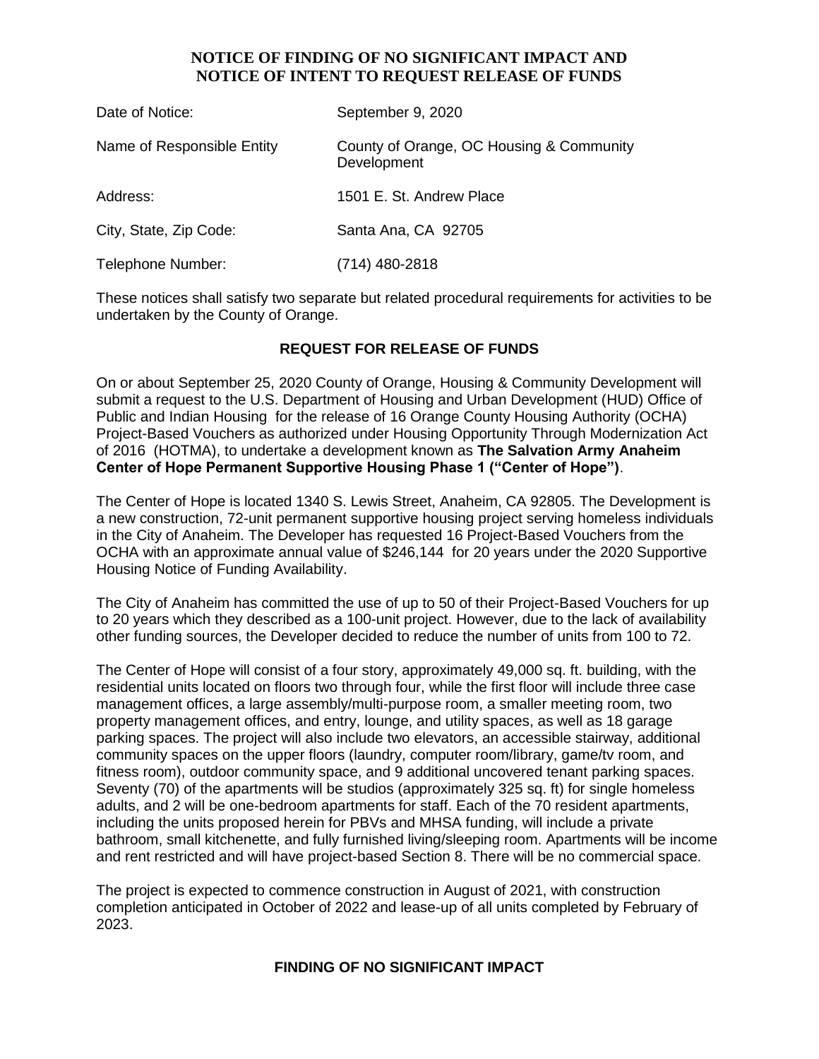# NOTICE OF FINDING OF NO SIGNIFICANT IMPACT AND NOTICE OF INTENT TO REQUEST RELEASE OF FUNDS

| | |
|---|---|
| Date of Notice: | September 9, 2020 |
| Name of Responsible Entity | County of Orange, OC Housing & Community Development |
| Address: | 1501 E. St. Andrew Place |
| City, State, Zip Code: | Santa Ana, CA 92705 |
| Telephone Number: | (714) 480-2818 |

These notices shall satisfy two separate but related procedural requirements for activities to be undertaken by the County of Orange.

## REQUEST FOR RELEASE OF FUNDS

On or about September 25, 2020 County of Orange, Housing & Community Development will submit a request to the U.S. Department of Housing and Urban Development (HUD) Office of Public and Indian Housing for the release of 16 Orange County Housing Authority (OCHA) Project-Based Vouchers as authorized under Housing Opportunity Through Modernization Act of 2016 (HOTMA), to undertake a development known as **The Salvation Army Anaheim Center of Hope Permanent Supportive Housing Phase 1 ("Center of Hope")**.

The Center of Hope is located 1340 S. Lewis Street, Anaheim, CA 92805. The Development is a new construction, 72-unit permanent supportive housing project serving homeless individuals in the City of Anaheim. The Developer has requested 16 Project-Based Vouchers from the OCHA with an approximate annual value of $246,144 for 20 years under the 2020 Supportive Housing Notice of Funding Availability.

The City of Anaheim has committed the use of up to 50 of their Project-Based Vouchers for up to 20 years which they described as a 100-unit project. However, due to the lack of availability other funding sources, the Developer decided to reduce the number of units from 100 to 72.

The Center of Hope will consist of a four story, approximately 49,000 sq. ft. building, with the residential units located on floors two through four, while the first floor will include three case management offices, a large assembly/multi-purpose room, a smaller meeting room, two property management offices, and entry, lounge, and utility spaces, as well as 18 garage parking spaces. The project will also include two elevators, an accessible stairway, additional community spaces on the upper floors (laundry, computer room/library, game/tv room, and fitness room), outdoor community space, and 9 additional uncovered tenant parking spaces. Seventy (70) of the apartments will be studios (approximately 325 sq. ft) for single homeless adults, and 2 will be one-bedroom apartments for staff. Each of the 70 resident apartments, including the units proposed herein for PBVs and MHSA funding, will include a private bathroom, small kitchenette, and fully furnished living/sleeping room. Apartments will be income and rent restricted and will have project-based Section 8. There will be no commercial space.

The project is expected to commence construction in August of 2021, with construction completion anticipated in October of 2022 and lease-up of all units completed by February of 2023.

## FINDING OF NO SIGNIFICANT IMPACT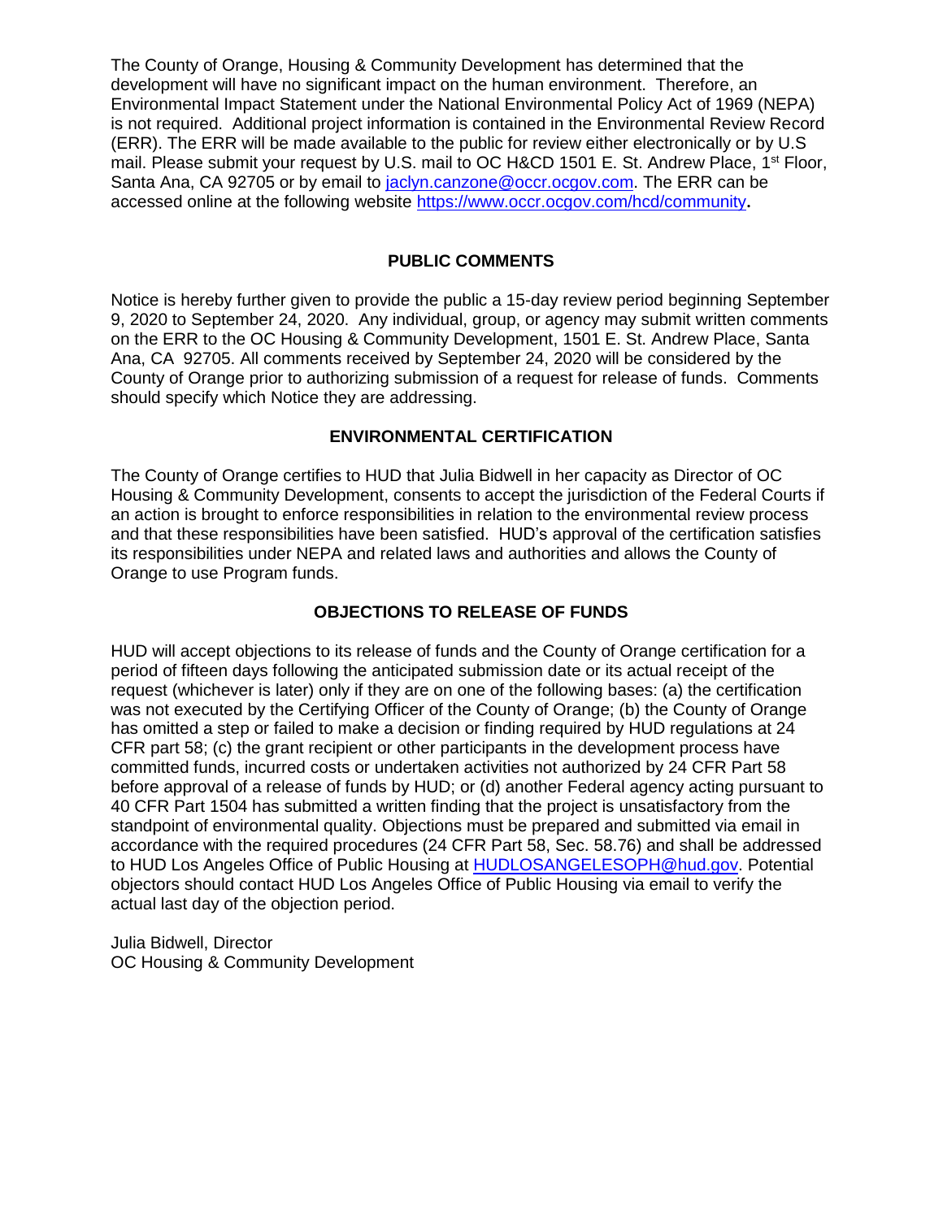The County of Orange, Housing & Community Development has determined that the development will have no significant impact on the human environment. Therefore, an Environmental Impact Statement under the National Environmental Policy Act of 1969 (NEPA) is not required. Additional project information is contained in the Environmental Review Record (ERR). The ERR will be made available to the public for review either electronically or by U.S mail. Please submit your request by U.S. mail to OC H&CD 1501 E. St. Andrew Place, 1st Floor, Santa Ana, CA 92705 or by email to jaclyn.canzone@occr.ocgov.com. The ERR can be accessed online at the following website https://www.occr.ocgov.com/hcd/community.

## PUBLIC COMMENTS

Notice is hereby further given to provide the public a 15-day review period beginning September 9, 2020 to September 24, 2020. Any individual, group, or agency may submit written comments on the ERR to the OC Housing & Community Development, 1501 E. St. Andrew Place, Santa Ana, CA 92705. All comments received by September 24, 2020 will be considered by the County of Orange prior to authorizing submission of a request for release of funds. Comments should specify which Notice they are addressing.

## ENVIRONMENTAL CERTIFICATION

The County of Orange certifies to HUD that Julia Bidwell in her capacity as Director of OC Housing & Community Development, consents to accept the jurisdiction of the Federal Courts if an action is brought to enforce responsibilities in relation to the environmental review process and that these responsibilities have been satisfied. HUD's approval of the certification satisfies its responsibilities under NEPA and related laws and authorities and allows the County of Orange to use Program funds.

## OBJECTIONS TO RELEASE OF FUNDS

HUD will accept objections to its release of funds and the County of Orange certification for a period of fifteen days following the anticipated submission date or its actual receipt of the request (whichever is later) only if they are on one of the following bases: (a) the certification was not executed by the Certifying Officer of the County of Orange; (b) the County of Orange has omitted a step or failed to make a decision or finding required by HUD regulations at 24 CFR part 58; (c) the grant recipient or other participants in the development process have committed funds, incurred costs or undertaken activities not authorized by 24 CFR Part 58 before approval of a release of funds by HUD; or (d) another Federal agency acting pursuant to 40 CFR Part 1504 has submitted a written finding that the project is unsatisfactory from the standpoint of environmental quality. Objections must be prepared and submitted via email in accordance with the required procedures (24 CFR Part 58, Sec. 58.76) and shall be addressed to HUD Los Angeles Office of Public Housing at HUDLOSANGELESOPH@hud.gov. Potential objectors should contact HUD Los Angeles Office of Public Housing via email to verify the actual last day of the objection period.

Julia Bidwell, Director
OC Housing & Community Development